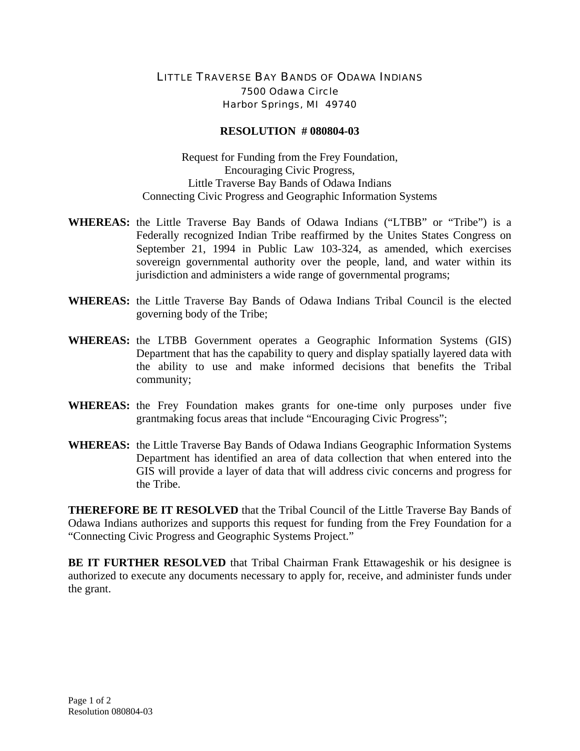LITTLE TRAVERSE BAY BANDS OF ODAWA INDIANS
7500 Odawa Circle
Harbor Springs, MI 49740

# RESOLUTION # 080804-03

Request for Funding from the Frey Foundation,
Encouraging Civic Progress,
Little Traverse Bay Bands of Odawa Indians
Connecting Civic Progress and Geographic Information Systems

**WHEREAS:** the Little Traverse Bay Bands of Odawa Indians ("LTBB" or "Tribe") is a Federally recognized Indian Tribe reaffirmed by the Unites States Congress on September 21, 1994 in Public Law 103-324, as amended, which exercises sovereign governmental authority over the people, land, and water within its jurisdiction and administers a wide range of governmental programs;

**WHEREAS:** the Little Traverse Bay Bands of Odawa Indians Tribal Council is the elected governing body of the Tribe;

**WHEREAS:** the LTBB Government operates a Geographic Information Systems (GIS) Department that has the capability to query and display spatially layered data with the ability to use and make informed decisions that benefits the Tribal community;

**WHEREAS:** the Frey Foundation makes grants for one-time only purposes under five grantmaking focus areas that include "Encouraging Civic Progress";

**WHEREAS:** the Little Traverse Bay Bands of Odawa Indians Geographic Information Systems Department has identified an area of data collection that when entered into the GIS will provide a layer of data that will address civic concerns and progress for the Tribe.

**THEREFORE BE IT RESOLVED** that the Tribal Council of the Little Traverse Bay Bands of Odawa Indians authorizes and supports this request for funding from the Frey Foundation for a "Connecting Civic Progress and Geographic Systems Project."

**BE IT FURTHER RESOLVED** that Tribal Chairman Frank Ettawageshik or his designee is authorized to execute any documents necessary to apply for, receive, and administer funds under the grant.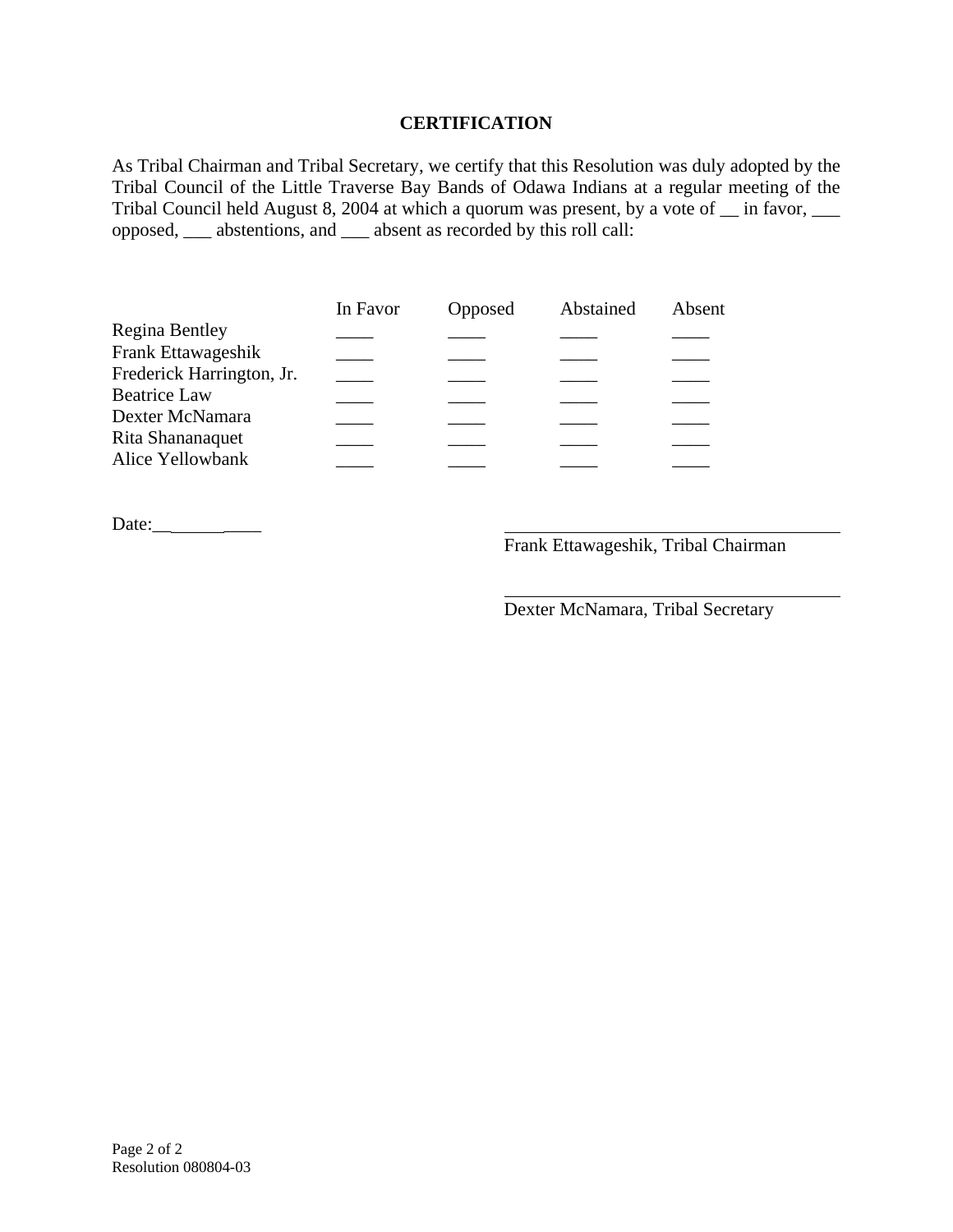**CERTIFICATION**

As Tribal Chairman and Tribal Secretary, we certify that this Resolution was duly adopted by the Tribal Council of the Little Traverse Bay Bands of Odawa Indians at a regular meeting of the Tribal Council held August 8, 2004 at which a quorum was present, by a vote of __ in favor, ___ opposed, ___ abstentions, and ___ absent as recorded by this roll call:

| | In Favor | Opposed | Abstained | Absent |
|---|---|---|---|---|
| Regina Bentley | ____ | ____ | ____ | ____ |
| Frank Ettawageshik | ____ | ____ | ____ | ____ |
| Frederick Harrington, Jr. | ____ | ____ | ____ | ____ |
| Beatrice Law | ____ | ____ | ____ | ____ |
| Dexter McNamara | ____ | ____ | ____ | ____ |
| Rita Shananaquet | ____ | ____ | ____ | ____ |
| Alice Yellowbank | ____ | ____ | ____ | ____ |

Date:___________

\_\_\_\_\_\_\_\_\_\_\_\_\_\_\_\_\_\_\_\_\_\_\_\_\_\_\_\_\_\_\_\_\_\_\_\_
Frank Ettawageshik, Tribal Chairman

\_\_\_\_\_\_\_\_\_\_\_\_\_\_\_\_\_\_\_\_\_\_\_\_\_\_\_\_\_\_\_\_\_\_\_\_
Dexter McNamara, Tribal Secretary

Resolution 080804-03